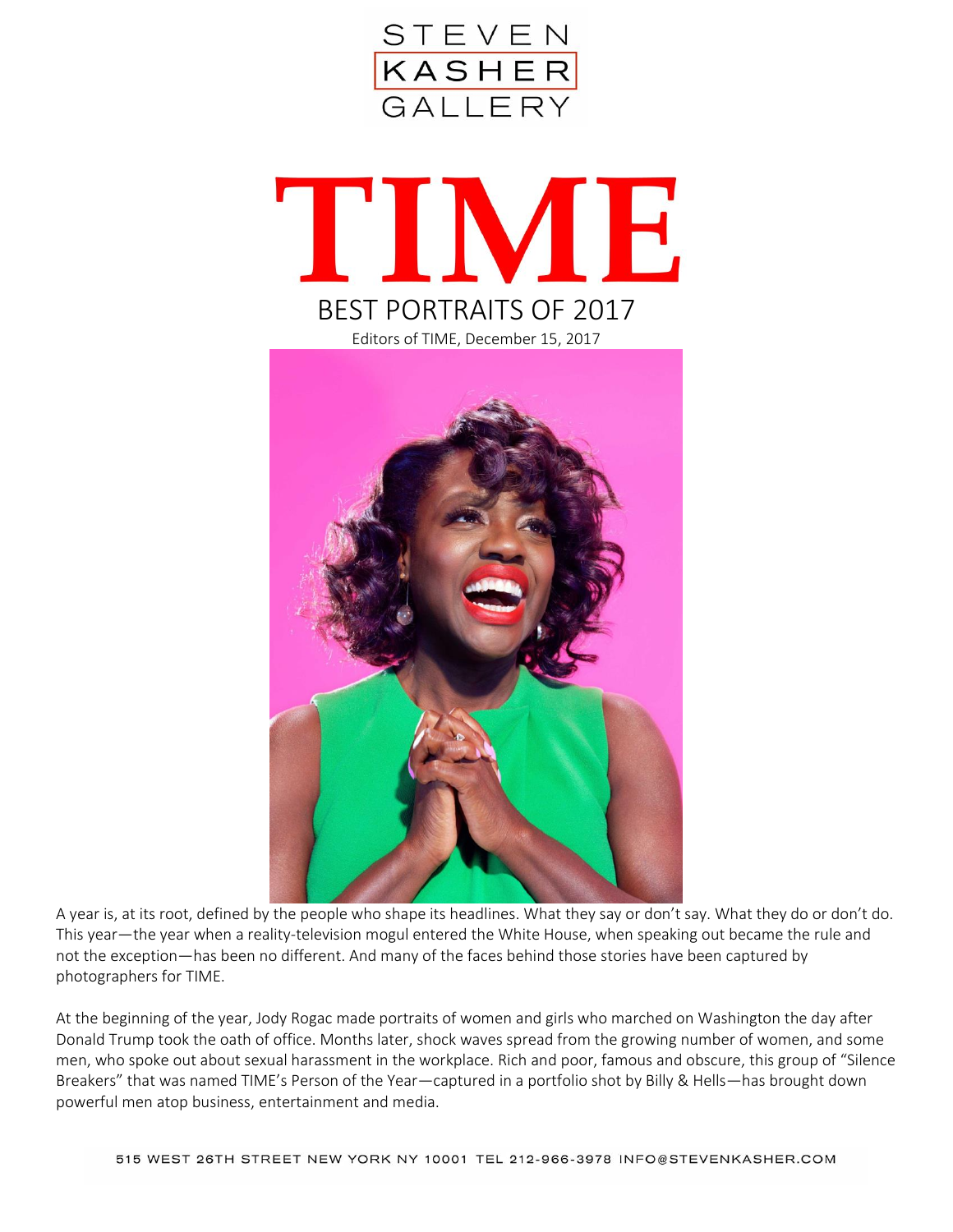STEVEN KASHER GALLERY

# TIME

## BEST PORTRAITS OF 2017

Editors of TIME, December 15, 2017

A year is, at its root, defined by the people who shape its headlines. What they say or don't say. What they do or don't do. This year—the year when a reality-television mogul entered the White House, when speaking out became the rule and not the exception—has been no different. And many of the faces behind those stories have been captured by photographers for TIME.

At the beginning of the year, Jody Rogac made portraits of women and girls who marched on Washington the day after Donald Trump took the oath of office. Months later, shock waves spread from the growing number of women, and some men, who spoke out about sexual harassment in the workplace. Rich and poor, famous and obscure, this group of "Silence Breakers" that was named TIME's Person of the Year—captured in a portfolio shot by Billy & Hells—has brought down powerful men atop business, entertainment and media.

515 WEST 26TH STREET NEW YORK NY 10001 TEL 212-966-3978 INFO@STEVENKASHER.COM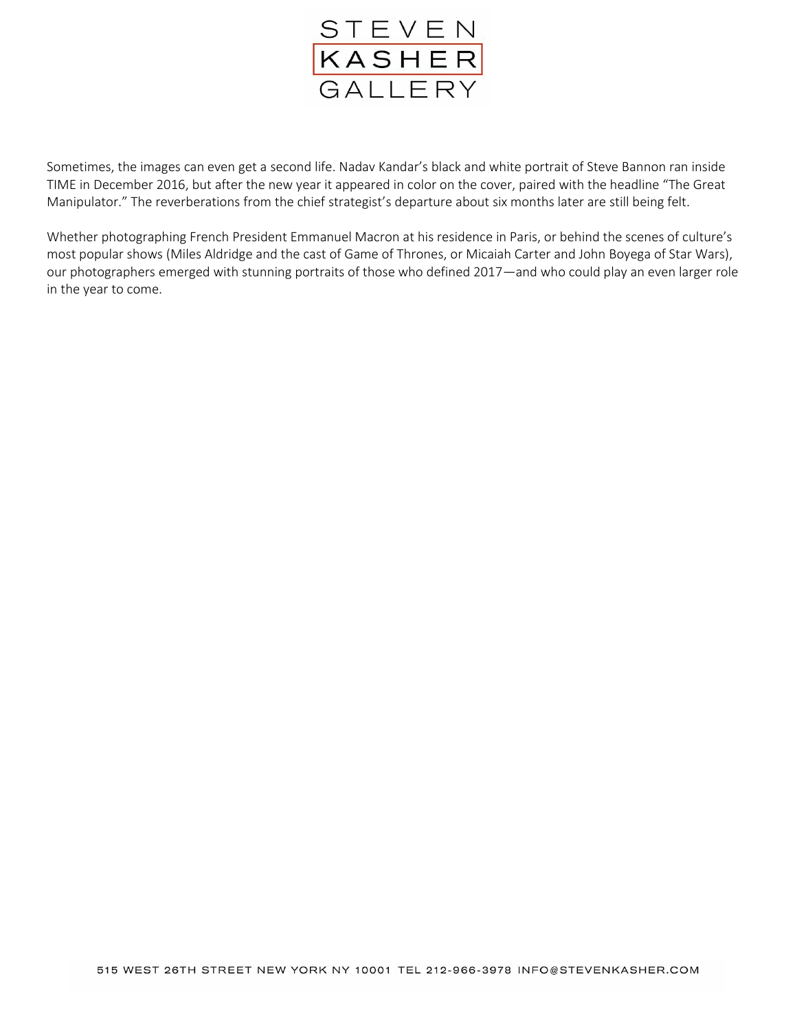Sometimes, the images can even get a second life. Nadav Kandar's black and white portrait of Steve Bannon ran inside TIME in December 2016, but after the new year it appeared in color on the cover, paired with the headline "The Great Manipulator." The reverberations from the chief strategist's departure about six months later are still being felt.

Whether photographing French President Emmanuel Macron at his residence in Paris, or behind the scenes of culture's most popular shows (Miles Aldridge and the cast of Game of Thrones, or Micaiah Carter and John Boyega of Star Wars), our photographers emerged with stunning portraits of those who defined 2017—and who could play an even larger role in the year to come.